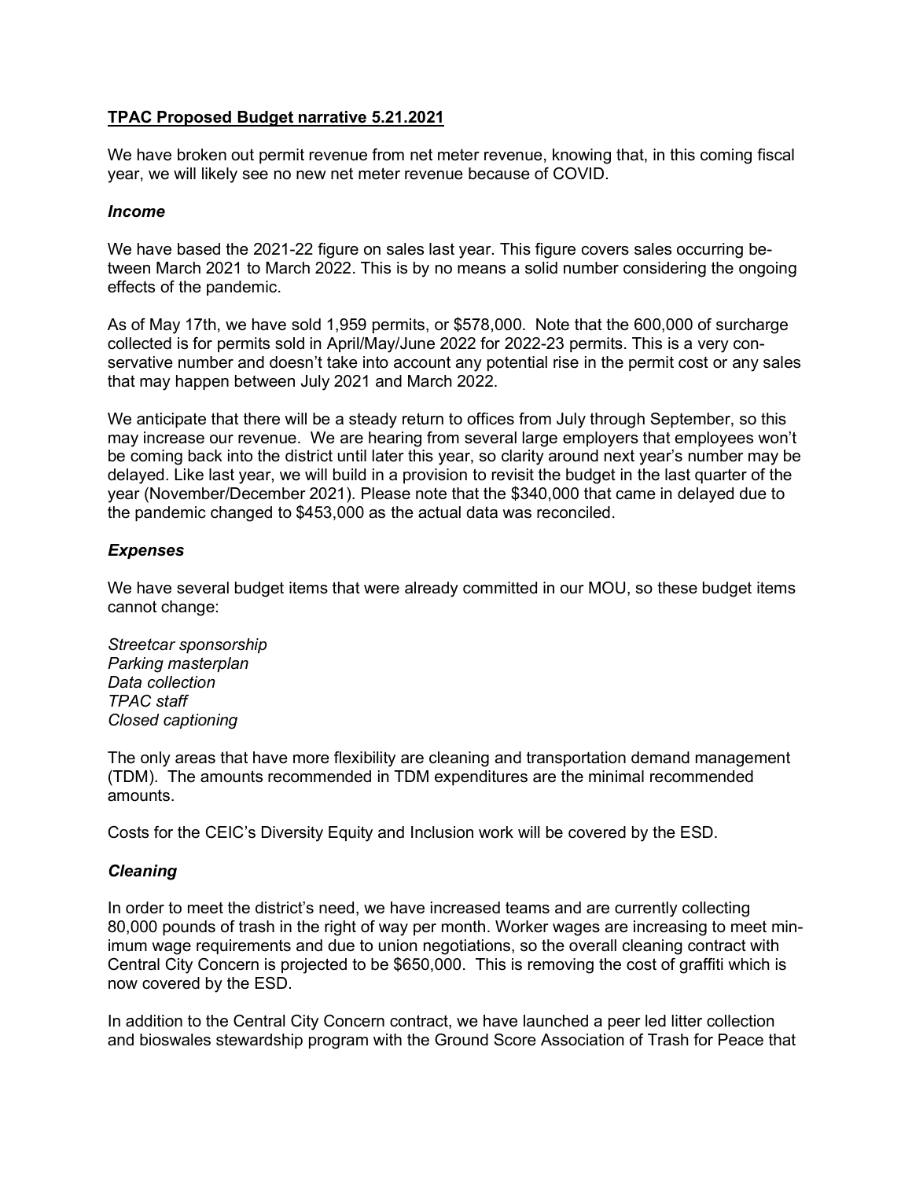**TPAC Proposed Budget narrative 5.21.2021**

We have broken out permit revenue from net meter revenue, knowing that, in this coming fiscal year, we will likely see no new net meter revenue because of COVID.

### *Income*

We have based the 2021-22 figure on sales last year. This figure covers sales occurring between March 2021 to March 2022. This is by no means a solid number considering the ongoing effects of the pandemic.

As of May 17th, we have sold 1,959 permits, or $578,000. Note that the 600,000 of surcharge collected is for permits sold in April/May/June 2022 for 2022-23 permits. This is a very conservative number and doesn't take into account any potential rise in the permit cost or any sales that may happen between July 2021 and March 2022.

We anticipate that there will be a steady return to offices from July through September, so this may increase our revenue. We are hearing from several large employers that employees won't be coming back into the district until later this year, so clarity around next year's number may be delayed. Like last year, we will build in a provision to revisit the budget in the last quarter of the year (November/December 2021). Please note that the $340,000 that came in delayed due to the pandemic changed to $453,000 as the actual data was reconciled.

### *Expenses*

We have several budget items that were already committed in our MOU, so these budget items cannot change:

*Streetcar sponsorship*
*Parking masterplan*
*Data collection*
*TPAC staff*
*Closed captioning*

The only areas that have more flexibility are cleaning and transportation demand management (TDM). The amounts recommended in TDM expenditures are the minimal recommended amounts.

Costs for the CEIC's Diversity Equity and Inclusion work will be covered by the ESD.

### *Cleaning*

In order to meet the district's need, we have increased teams and are currently collecting 80,000 pounds of trash in the right of way per month. Worker wages are increasing to meet minimum wage requirements and due to union negotiations, so the overall cleaning contract with Central City Concern is projected to be $650,000. This is removing the cost of graffiti which is now covered by the ESD.

In addition to the Central City Concern contract, we have launched a peer led litter collection and bioswales stewardship program with the Ground Score Association of Trash for Peace that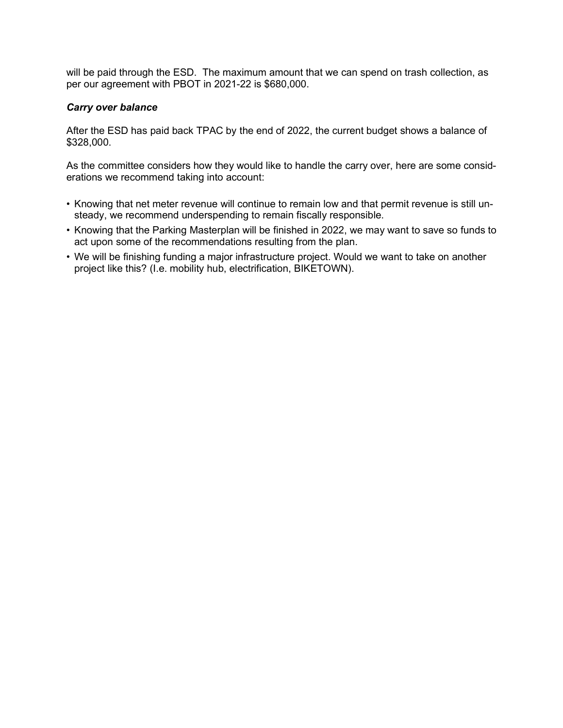will be paid through the ESD. The maximum amount that we can spend on trash collection, as per our agreement with PBOT in 2021-22 is $680,000.

***Carry over balance***

After the ESD has paid back TPAC by the end of 2022, the current budget shows a balance of $328,000.

As the committee considers how they would like to handle the carry over, here are some considerations we recommend taking into account:

- Knowing that net meter revenue will continue to remain low and that permit revenue is still unsteady, we recommend underspending to remain fiscally responsible.
- Knowing that the Parking Masterplan will be finished in 2022, we may want to save so funds to act upon some of the recommendations resulting from the plan.
- We will be finishing funding a major infrastructure project. Would we want to take on another project like this? (I.e. mobility hub, electrification, BIKETOWN).